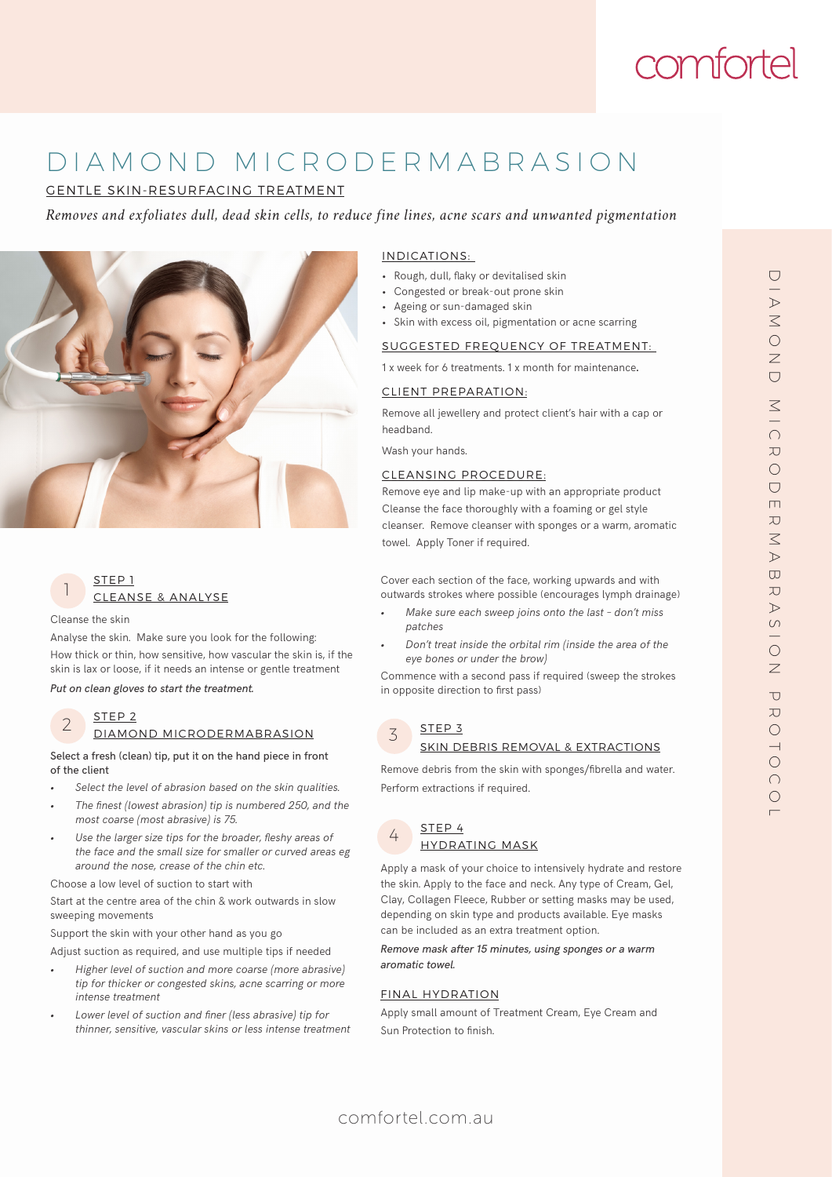comfortel

# DIAMOND MICRODERMABRASION

## GENTLE SKIN-RESURFACING TREATMENT

*Removes and exfoliates dull, dead skin cells, to reduce fine lines, acne scars and unwanted pigmentation*

### INDICATIONS:

- Rough, dull, flaky or devitalised skin
- Congested or break-out prone skin
- Ageing or sun-damaged skin
- Skin with excess oil, pigmentation or acne scarring

### SUGGESTED FREQUENCY OF TREATMENT:

1 x week for 6 treatments. 1 x month for maintenance.

### CLIENT PREPARATION:

Remove all jewellery and protect client's hair with a cap or headband.

Wash your hands.

### CLEANSING PROCEDURE:

Remove eye and lip make-up with an appropriate product Cleanse the face thoroughly with a foaming or gel style cleanser. Remove cleanser with sponges or a warm, aromatic towel. Apply Toner if required.

### 1 STEP 1 CLEANSE & ANALYSE

Cleanse the skin

Analyse the skin. Make sure you look for the following:
How thick or thin, how sensitive, how vascular the skin is, if the skin is lax or loose, if it needs an intense or gentle treatment

*Put on clean gloves to start the treatment.*

### 2 STEP 2 DIAMOND MICRODERMABRASION

Select a fresh (clean) tip, put it on the hand piece in front of the client

- *Select the level of abrasion based on the skin qualities.*
- *The finest (lowest abrasion) tip is numbered 250, and the most coarse (most abrasive) is 75.*
- *Use the larger size tips for the broader, fleshy areas of the face and the small size for smaller or curved areas eg around the nose, crease of the chin etc.*

Choose a low level of suction to start with

Start at the centre area of the chin & work outwards in slow sweeping movements

Support the skin with your other hand as you go

Adjust suction as required, and use multiple tips if needed

- *Higher level of suction and more coarse (more abrasive) tip for thicker or congested skins, acne scarring or more intense treatment*
- *Lower level of suction and finer (less abrasive) tip for thinner, sensitive, vascular skins or less intense treatment*

Cover each section of the face, working upwards and with outwards strokes where possible (encourages lymph drainage)

- *Make sure each sweep joins onto the last - don't miss patches*
- *Don't treat inside the orbital rim (inside the area of the eye bones or under the brow)*

Commence with a second pass if required (sweep the strokes in opposite direction to first pass)

### 3 STEP 3 SKIN DEBRIS REMOVAL & EXTRACTIONS

Remove debris from the skin with sponges/fibrella and water.

Perform extractions if required.

### 4 STEP 4 HYDRATING MASK

Apply a mask of your choice to intensively hydrate and restore the skin. Apply to the face and neck. Any type of Cream, Gel, Clay, Collagen Fleece, Rubber or setting masks may be used, depending on skin type and products available. Eye masks can be included as an extra treatment option.

***Remove mask after 15 minutes, using sponges or a warm aromatic towel.***

### FINAL HYDRATION

Apply small amount of Treatment Cream, Eye Cream and Sun Protection to finish.

DIAMOND MICRODERMABRASION PROTOCOL

comfortel.com.au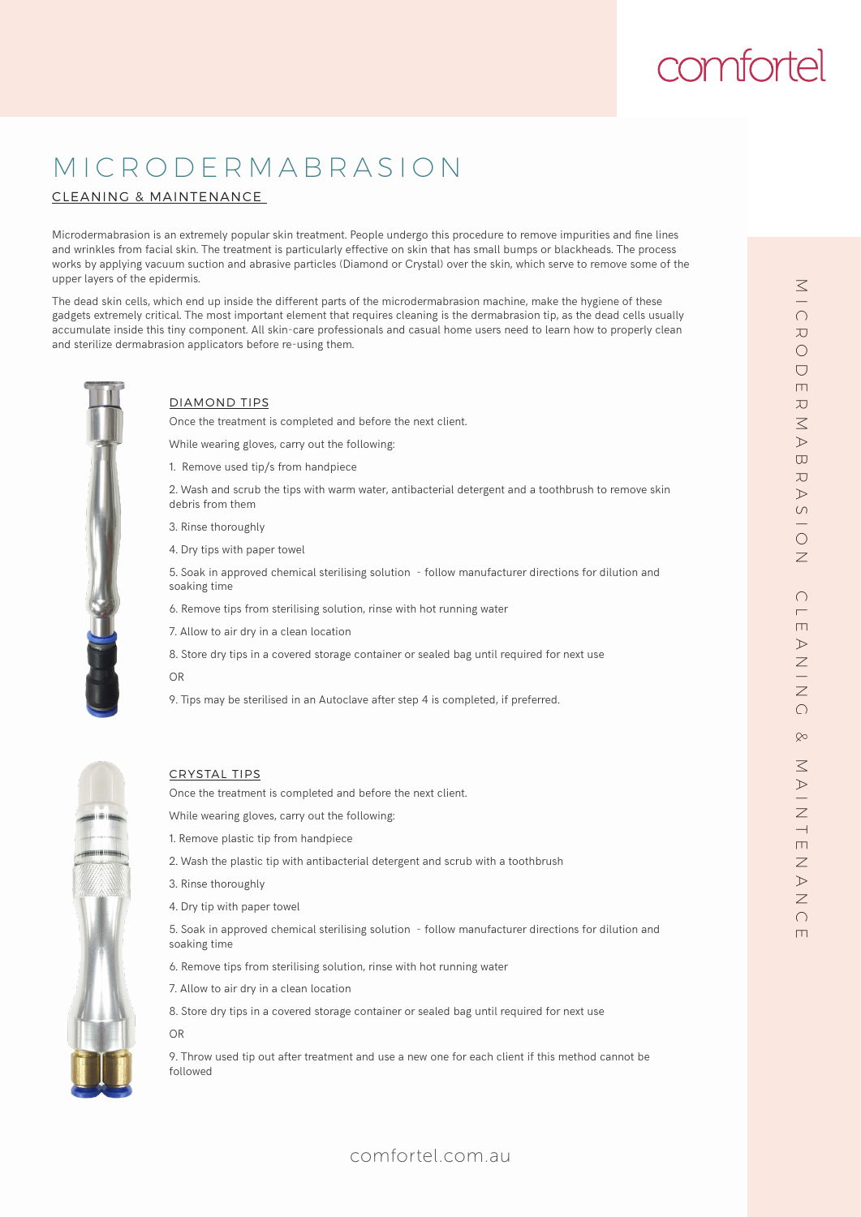# MICRODERMABRASION

## CLEANING & MAINTENANCE

Microdermabrasion is an extremely popular skin treatment. People undergo this procedure to remove impurities and fine lines and wrinkles from facial skin. The treatment is particularly effective on skin that has small bumps or blackheads. The process works by applying vacuum suction and abrasive particles (Diamond or Crystal) over the skin, which serve to remove some of the upper layers of the epidermis.

The dead skin cells, which end up inside the different parts of the microdermabrasion machine, make the hygiene of these gadgets extremely critical. The most important element that requires cleaning is the dermabrasion tip, as the dead cells usually accumulate inside this tiny component. All skin-care professionals and casual home users need to learn how to properly clean and sterilize dermabrasion applicators before re-using them.

### DIAMOND TIPS

Once the treatment is completed and before the next client.

While wearing gloves, carry out the following:

1. Remove used tip/s from handpiece
2. Wash and scrub the tips with warm water, antibacterial detergent and a toothbrush to remove skin debris from them
3. Rinse thoroughly
4. Dry tips with paper towel
5. Soak in approved chemical sterilising solution - follow manufacturer directions for dilution and soaking time
6. Remove tips from sterilising solution, rinse with hot running water
7. Allow to air dry in a clean location
8. Store dry tips in a covered storage container or sealed bag until required for next use

OR

9. Tips may be sterilised in an Autoclave after step 4 is completed, if preferred.

### CRYSTAL TIPS

Once the treatment is completed and before the next client.

While wearing gloves, carry out the following:

1. Remove plastic tip from handpiece
2. Wash the plastic tip with antibacterial detergent and scrub with a toothbrush
3. Rinse thoroughly
4. Dry tip with paper towel
5. Soak in approved chemical sterilising solution - follow manufacturer directions for dilution and soaking time
6. Remove tips from sterilising solution, rinse with hot running water
7. Allow to air dry in a clean location
8. Store dry tips in a covered storage container or sealed bag until required for next use

OR

9. Throw used tip out after treatment and use a new one for each client if this method cannot be followed